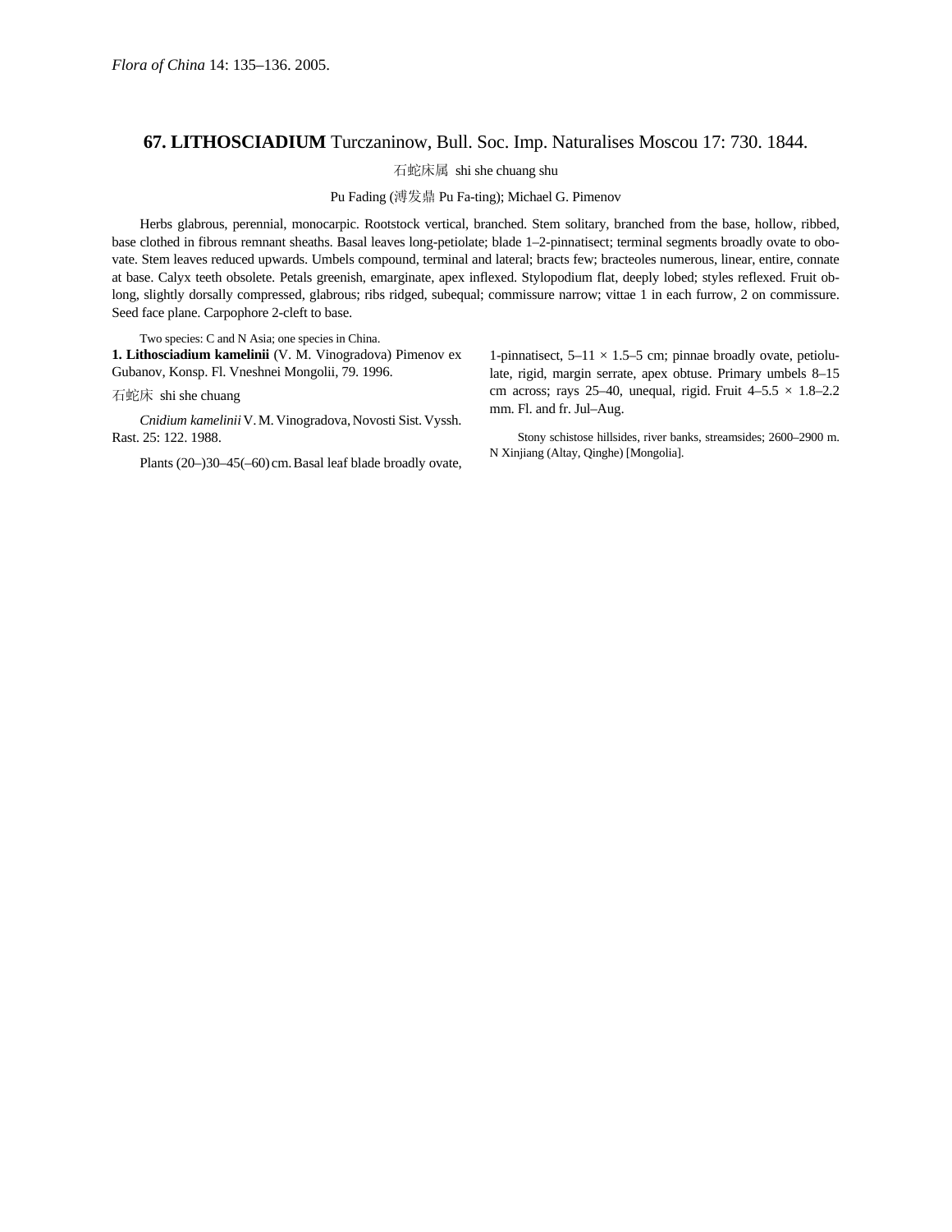*Flora of China* 14: 135–136. 2005.

# 67. LITHOSCIADIUM Turczaninow, Bull. Soc. Imp. Naturalises Moscou 17: 730. 1844.

石蛇床属 shi she chuang shu

Pu Fading (溥发鼎 Pu Fa-ting); Michael G. Pimenov

Herbs glabrous, perennial, monocarpic. Rootstock vertical, branched. Stem solitary, branched from the base, hollow, ribbed, base clothed in fibrous remnant sheaths. Basal leaves long-petiolate; blade 1–2-pinnatisect; terminal segments broadly ovate to obovate. Stem leaves reduced upwards. Umbels compound, terminal and lateral; bracts few; bracteoles numerous, linear, entire, connate at base. Calyx teeth obsolete. Petals greenish, emarginate, apex inflexed. Stylopodium flat, deeply lobed; styles reflexed. Fruit oblong, slightly dorsally compressed, glabrous; ribs ridged, subequal; commissure narrow; vittae 1 in each furrow, 2 on commissure. Seed face plane. Carpophore 2-cleft to base.

Two species: C and N Asia; one species in China.

**1. Lithosciadium kamelinii** (V. M. Vinogradova) Pimenov ex Gubanov, Konsp. Fl. Vneshnei Mongolii, 79. 1996.

石蛇床 shi she chuang

*Cnidium kamelinii* V. M. Vinogradova, Novosti Sist. Vyssh. Rast. 25: 122. 1988.

Plants (20–)30–45(–60) cm. Basal leaf blade broadly ovate, 1-pinnatisect, 5–11 × 1.5–5 cm; pinnae broadly ovate, petiolulate, rigid, margin serrate, apex obtuse. Primary umbels 8–15 cm across; rays 25–40, unequal, rigid. Fruit 4–5.5 × 1.8–2.2 mm. Fl. and fr. Jul–Aug.

Stony schistose hillsides, river banks, streamsides; 2600–2900 m. N Xinjiang (Altay, Qinghe) [Mongolia].